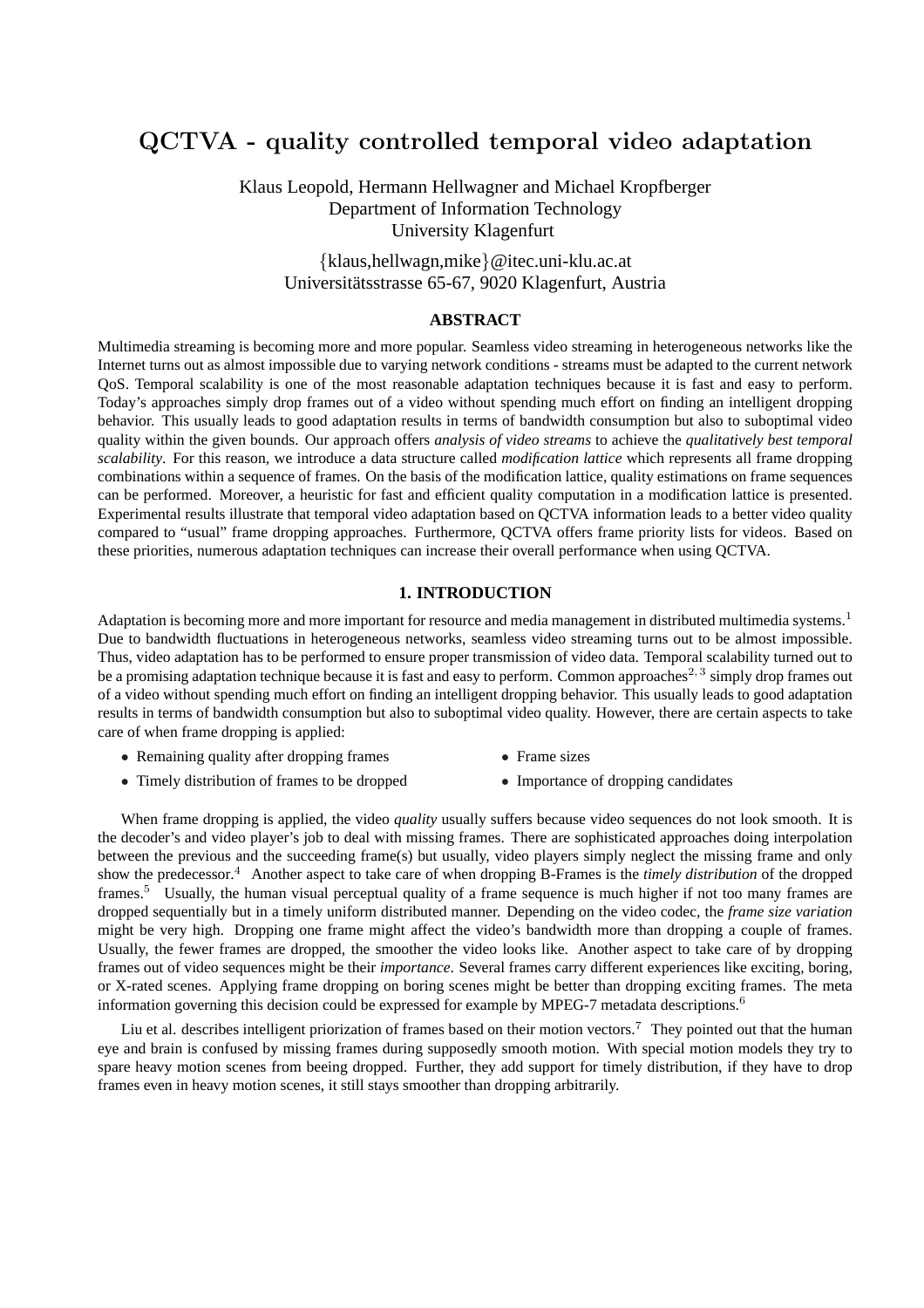# QCTVA - quality controlled temporal video adaptation

Klaus Leopold, Hermann Hellwagner and Michael Kropfberger
Department of Information Technology
University Klagenfurt

{klaus,hellwagn,mike}@itec.uni-klu.ac.at
Universitätsstrasse 65-67, 9020 Klagenfurt, Austria

## ABSTRACT

Multimedia streaming is becoming more and more popular. Seamless video streaming in heterogeneous networks like the Internet turns out as almost impossible due to varying network conditions - streams must be adapted to the current network QoS. Temporal scalability is one of the most reasonable adaptation techniques because it is fast and easy to perform. Today's approaches simply drop frames out of a video without spending much effort on finding an intelligent dropping behavior. This usually leads to good adaptation results in terms of bandwidth consumption but also to suboptimal video quality within the given bounds. Our approach offers *analysis of video streams* to achieve the *qualitatively best temporal scalability*. For this reason, we introduce a data structure called *modification lattice* which represents all frame dropping combinations within a sequence of frames. On the basis of the modification lattice, quality estimations on frame sequences can be performed. Moreover, a heuristic for fast and efficient quality computation in a modification lattice is presented. Experimental results illustrate that temporal video adaptation based on QCTVA information leads to a better video quality compared to "usual" frame dropping approaches. Furthermore, QCTVA offers frame priority lists for videos. Based on these priorities, numerous adaptation techniques can increase their overall performance when using QCTVA.

## 1. INTRODUCTION

Adaptation is becoming more and more important for resource and media management in distributed multimedia systems.[1] Due to bandwidth fluctuations in heterogeneous networks, seamless video streaming turns out to be almost impossible. Thus, video adaptation has to be performed to ensure proper transmission of video data. Temporal scalability turned out to be a promising adaptation technique because it is fast and easy to perform. Common approaches[2,3] simply drop frames out of a video without spending much effort on finding an intelligent dropping behavior. This usually leads to good adaptation results in terms of bandwidth consumption but also to suboptimal video quality. However, there are certain aspects to take care of when frame dropping is applied:

- Remaining quality after dropping frames
- Timely distribution of frames to be dropped
- Frame sizes
- Importance of dropping candidates

When frame dropping is applied, the video *quality* usually suffers because video sequences do not look smooth. It is the decoder's and video player's job to deal with missing frames. There are sophisticated approaches doing interpolation between the previous and the succeeding frame(s) but usually, video players simply neglect the missing frame and only show the predecessor.[4] Another aspect to take care of when dropping B-Frames is the *timely distribution* of the dropped frames.[5] Usually, the human visual perceptual quality of a frame sequence is much higher if not too many frames are dropped sequentially but in a timely uniform distributed manner. Depending on the video codec, the *frame size variation* might be very high. Dropping one frame might affect the video's bandwidth more than dropping a couple of frames. Usually, the fewer frames are dropped, the smoother the video looks like. Another aspect to take care of by dropping frames out of video sequences might be their *importance*. Several frames carry different experiences like exciting, boring, or X-rated scenes. Applying frame dropping on boring scenes might be better than dropping exciting frames. The meta information governing this decision could be expressed for example by MPEG-7 metadata descriptions.[6]

Liu et al. describes intelligent priorization of frames based on their motion vectors.[7] They pointed out that the human eye and brain is confused by missing frames during supposedly smooth motion. With special motion models they try to spare heavy motion scenes from beeing dropped. Further, they add support for timely distribution, if they have to drop frames even in heavy motion scenes, it still stays smoother than dropping arbitrarily.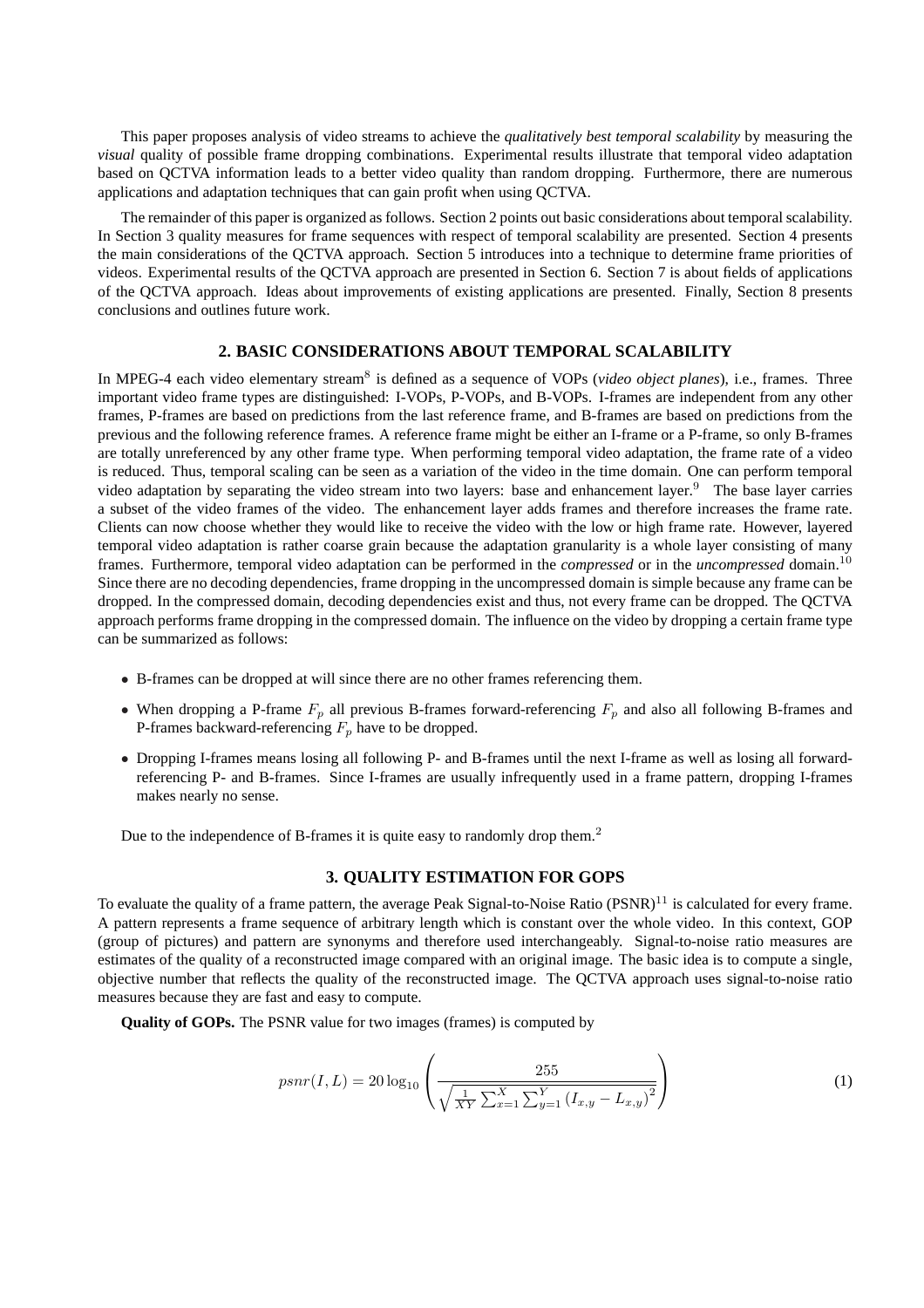This paper proposes analysis of video streams to achieve the *qualitatively best temporal scalability* by measuring the *visual* quality of possible frame dropping combinations. Experimental results illustrate that temporal video adaptation based on QCTVA information leads to a better video quality than random dropping. Furthermore, there are numerous applications and adaptation techniques that can gain profit when using QCTVA.

The remainder of this paper is organized as follows. Section 2 points out basic considerations about temporal scalability. In Section 3 quality measures for frame sequences with respect of temporal scalability are presented. Section 4 presents the main considerations of the QCTVA approach. Section 5 introduces into a technique to determine frame priorities of videos. Experimental results of the QCTVA approach are presented in Section 6. Section 7 is about fields of applications of the QCTVA approach. Ideas about improvements of existing applications are presented. Finally, Section 8 presents conclusions and outlines future work.

## 2. BASIC CONSIDERATIONS ABOUT TEMPORAL SCALABILITY

In MPEG-4 each video elementary stream[8] is defined as a sequence of VOPs (*video object planes*), i.e., frames. Three important video frame types are distinguished: I-VOPs, P-VOPs, and B-VOPs. I-frames are independent from any other frames, P-frames are based on predictions from the last reference frame, and B-frames are based on predictions from the previous and the following reference frames. A reference frame might be either an I-frame or a P-frame, so only B-frames are totally unreferenced by any other frame type. When performing temporal video adaptation, the frame rate of a video is reduced. Thus, temporal scaling can be seen as a variation of the video in the time domain. One can perform temporal video adaptation by separating the video stream into two layers: base and enhancement layer.[9] The base layer carries a subset of the video frames of the video. The enhancement layer adds frames and therefore increases the frame rate. Clients can now choose whether they would like to receive the video with the low or high frame rate. However, layered temporal video adaptation is rather coarse grain because the adaptation granularity is a whole layer consisting of many frames. Furthermore, temporal video adaptation can be performed in the *compressed* or in the *uncompressed* domain.[10] Since there are no decoding dependencies, frame dropping in the uncompressed domain is simple because any frame can be dropped. In the compressed domain, decoding dependencies exist and thus, not every frame can be dropped. The QCTVA approach performs frame dropping in the compressed domain. The influence on the video by dropping a certain frame type can be summarized as follows:

- B-frames can be dropped at will since there are no other frames referencing them.
- When dropping a P-frame $F_p$ all previous B-frames forward-referencing $F_p$ and also all following B-frames and P-frames backward-referencing $F_p$ have to be dropped.
- Dropping I-frames means losing all following P- and B-frames until the next I-frame as well as losing all forward-referencing P- and B-frames. Since I-frames are usually infrequently used in a frame pattern, dropping I-frames makes nearly no sense.

Due to the independence of B-frames it is quite easy to randomly drop them.[2]

## 3. QUALITY ESTIMATION FOR GOPS

To evaluate the quality of a frame pattern, the average Peak Signal-to-Noise Ratio (PSNR)[11] is calculated for every frame. A pattern represents a frame sequence of arbitrary length which is constant over the whole video. In this context, GOP (group of pictures) and pattern are synonyms and therefore used interchangeably. Signal-to-noise ratio measures are estimates of the quality of a reconstructed image compared with an original image. The basic idea is to compute a single, objective number that reflects the quality of the reconstructed image. The QCTVA approach uses signal-to-noise ratio measures because they are fast and easy to compute.

**Quality of GOPs.** The PSNR value for two images (frames) is computed by

$$psnr(I, L) = 20 \log_{10} \left( \frac{255}{\sqrt{\frac{1}{XY} \sum_{x=1}^{X} \sum_{y=1}^{Y} \left(I_{x,y} - L_{x,y}\right)^2}} \right) \tag{1}$$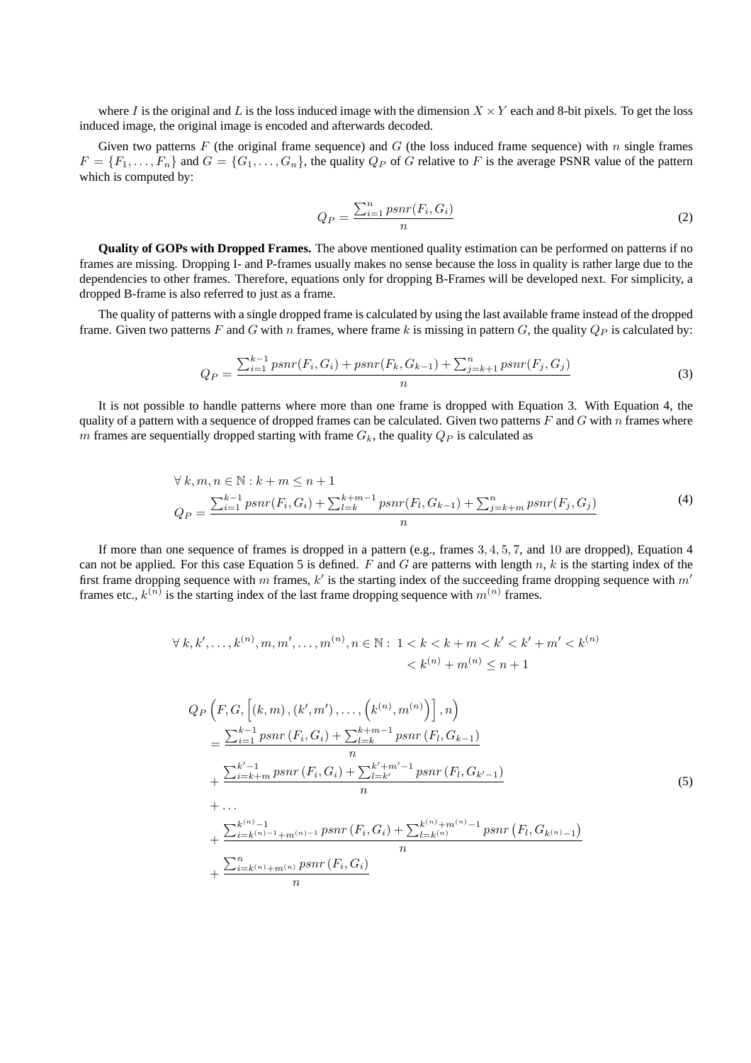where $I$ is the original and $L$ is the loss induced image with the dimension $X \times Y$ each and 8-bit pixels. To get the loss induced image, the original image is encoded and afterwards decoded.

Given two patterns $F$ (the original frame sequence) and $G$ (the loss induced frame sequence) with $n$ single frames $F = \{F_1, \ldots, F_n\}$ and $G = \{G_1, \ldots, G_n\}$, the quality $Q_P$ of $G$ relative to $F$ is the average PSNR value of the pattern which is computed by:

$$Q_P = \frac{\sum_{i=1}^{n} psnr(F_i, G_i)}{n} \tag{2}$$

**Quality of GOPs with Dropped Frames.** The above mentioned quality estimation can be performed on patterns if no frames are missing. Dropping I- and P-frames usually makes no sense because the loss in quality is rather large due to the dependencies to other frames. Therefore, equations only for dropping B-Frames will be developed next. For simplicity, a dropped B-frame is also referred to just as a frame.

The quality of patterns with a single dropped frame is calculated by using the last available frame instead of the dropped frame. Given two patterns $F$ and $G$ with $n$ frames, where frame $k$ is missing in pattern $G$, the quality $Q_P$ is calculated by:

$$Q_P = \frac{\sum_{i=1}^{k-1} psnr(F_i, G_i) + psnr(F_k, G_{k-1}) + \sum_{j=k+1}^{n} psnr(F_j, G_j)}{n} \tag{3}$$

It is not possible to handle patterns where more than one frame is dropped with Equation 3. With Equation 4, the quality of a pattern with a sequence of dropped frames can be calculated. Given two patterns $F$ and $G$ with $n$ frames where $m$ frames are sequentially dropped starting with frame $G_k$, the quality $Q_P$ is calculated as

$$\begin{aligned}
&\forall\, k, m, n \in \mathbb{N} : k + m \leq n + 1 \\
&Q_P = \frac{\sum_{i=1}^{k-1} psnr(F_i, G_i) + \sum_{l=k}^{k+m-1} psnr(F_l, G_{k-1}) + \sum_{j=k+m}^{n} psnr(F_j, G_j)}{n}
\end{aligned} \tag{4}$$

If more than one sequence of frames is dropped in a pattern (e.g., frames $3, 4, 5, 7$, and $10$ are dropped), Equation 4 can not be applied. For this case Equation 5 is defined. $F$ and $G$ are patterns with length $n$, $k$ is the starting index of the first frame dropping sequence with $m$ frames, $k'$ is the starting index of the succeeding frame dropping sequence with $m'$ frames etc., $k^{(n)}$ is the starting index of the last frame dropping sequence with $m^{(n)}$ frames.

$$\begin{aligned}
\forall\, k, k', \ldots, k^{(n)}, m, m', \ldots, m^{(n)}, n \in \mathbb{N} :\ & 1 < k < k + m < k' < k' + m' < k^{(n)} \\
& < k^{(n)} + m^{(n)} \leq n + 1
\end{aligned}$$

$$\begin{aligned}
&Q_P\left(F, G, \left[(k, m), (k', m'), \ldots, \left(k^{(n)}, m^{(n)}\right)\right], n\right) \\
&\quad = \frac{\sum_{i=1}^{k-1} psnr\left(F_i, G_i\right) + \sum_{l=k}^{k+m-1} psnr\left(F_l, G_{k-1}\right)}{n} \\
&\quad + \frac{\sum_{i=k+m}^{k'-1} psnr\left(F_i, G_i\right) + \sum_{l=k'}^{k'+m'-1} psnr\left(F_l, G_{k'-1}\right)}{n} \\
&\quad + \ldots \\
&\quad + \frac{\sum_{i=k^{(n)-1}+m^{(n)-1}}^{k^{(n)}-1} psnr\left(F_i, G_i\right) + \sum_{l=k^{(n)}}^{k^{(n)}+m^{(n)}-1} psnr\left(F_l, G_{k^{(n)}-1}\right)}{n} \\
&\quad + \frac{\sum_{i=k^{(n)}+m^{(n)}}^{n} psnr\left(F_i, G_i\right)}{n}
\end{aligned} \tag{5}$$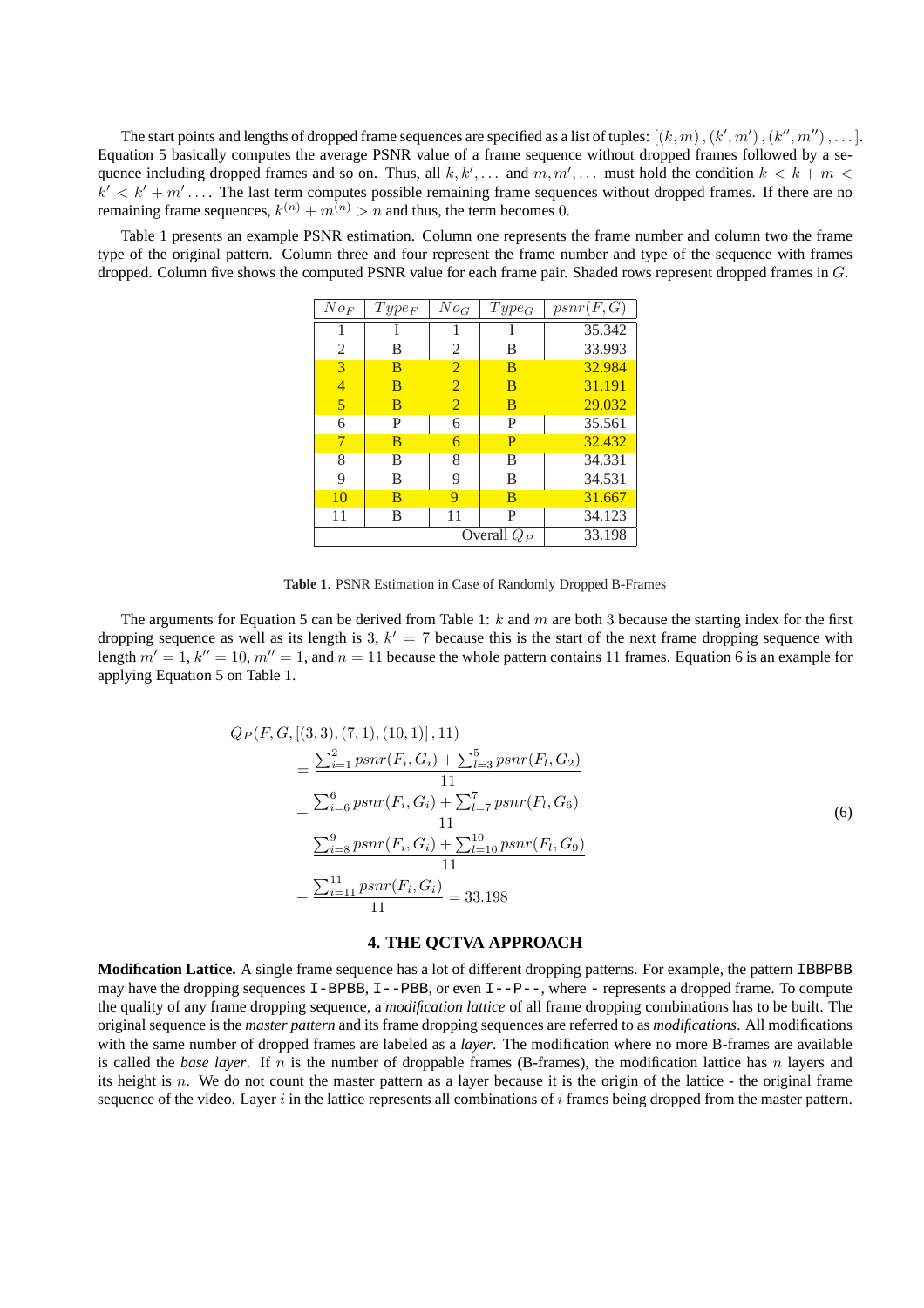The start points and lengths of dropped frame sequences are specified as a list of tuples: $[(k, m), (k', m'), (k'', m''), \ldots]$. Equation 5 basically computes the average PSNR value of a frame sequence without dropped frames followed by a sequence including dropped frames and so on. Thus, all $k, k', \ldots$ and $m, m', \ldots$ must hold the condition $k < k + m < k' < k' + m' \ldots$. The last term computes possible remaining frame sequences without dropped frames. If there are no remaining frame sequences, $k^{(n)} + m^{(n)} > n$ and thus, the term becomes $0$.

Table 1 presents an example PSNR estimation. Column one represents the frame number and column two the frame type of the original pattern. Column three and four represent the frame number and type of the sequence with frames dropped. Column five shows the computed PSNR value for each frame pair. Shaded rows represent dropped frames in $G$.

| $No_F$ | $Type_F$ | $No_G$ | $Type_G$ | $psnr(F, G)$ |
|---|---|---|---|---|
| 1 | I | 1 | I | 35.342 |
| 2 | B | 2 | B | 33.993 |
| 3 | B | 2 | B | 32.984 |
| 4 | B | 2 | B | 31.191 |
| 5 | B | 2 | B | 29.032 |
| 6 | P | 6 | P | 35.561 |
| 7 | B | 6 | P | 32.432 |
| 8 | B | 8 | B | 34.331 |
| 9 | B | 9 | B | 34.531 |
| 10 | B | 9 | B | 31.667 |
| 11 | B | 11 | P | 34.123 |
| | | | Overall $Q_P$ | 33.198 |

**Table 1**. PSNR Estimation in Case of Randomly Dropped B-Frames

The arguments for Equation 5 can be derived from Table 1: $k$ and $m$ are both 3 because the starting index for the first dropping sequence as well as its length is 3, $k' = 7$ because this is the start of the next frame dropping sequence with length $m' = 1$, $k'' = 10$, $m'' = 1$, and $n = 11$ because the whole pattern contains 11 frames. Equation 6 is an example for applying Equation 5 on Table 1.

$$
\begin{aligned}
&Q_P(F, G, [(3,3), (7,1), (10,1)], 11) \\
&\quad = \frac{\sum_{i=1}^{2} psnr(F_i, G_i) + \sum_{l=3}^{5} psnr(F_l, G_2)}{11} \\
&\quad + \frac{\sum_{i=6}^{6} psnr(F_i, G_i) + \sum_{l=7}^{7} psnr(F_l, G_6)}{11} \\
&\quad + \frac{\sum_{i=8}^{9} psnr(F_i, G_i) + \sum_{l=10}^{10} psnr(F_l, G_9)}{11} \\
&\quad + \frac{\sum_{i=11}^{11} psnr(F_i, G_i)}{11} = 33.198
\end{aligned}
\tag{6}
$$

## 4. THE QCTVA APPROACH

**Modification Lattice.** A single frame sequence has a lot of different dropping patterns. For example, the pattern `IBBPBB` may have the dropping sequences `I-BPBB`, `I--PBB`, or even `I--P--`, where `-` represents a dropped frame. To compute the quality of any frame dropping sequence, a *modification lattice* of all frame dropping combinations has to be built. The original sequence is the *master pattern* and its frame dropping sequences are referred to as *modifications*. All modifications with the same number of dropped frames are labeled as a *layer*. The modification where no more B-frames are available is called the *base layer*. If $n$ is the number of droppable frames (B-frames), the modification lattice has $n$ layers and its height is $n$. We do not count the master pattern as a layer because it is the origin of the lattice - the original frame sequence of the video. Layer $i$ in the lattice represents all combinations of $i$ frames being dropped from the master pattern.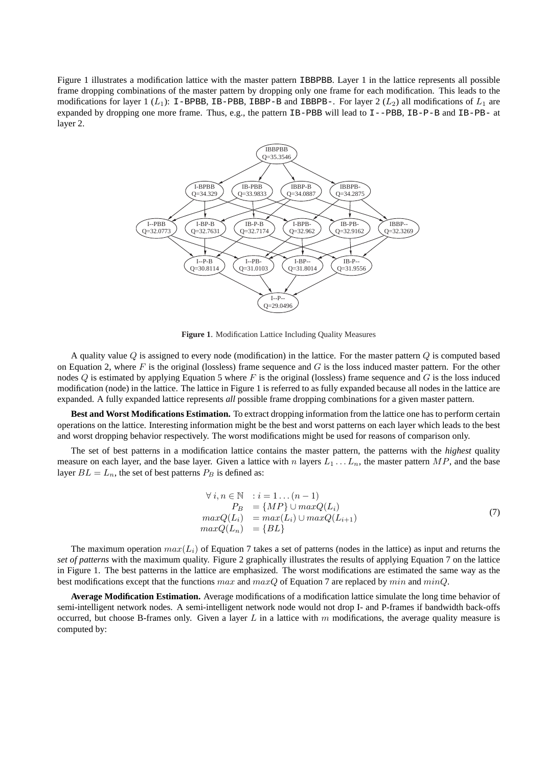Figure 1 illustrates a modification lattice with the master pattern IBBPBB. Layer 1 in the lattice represents all possible frame dropping combinations of the master pattern by dropping only one frame for each modification. This leads to the modifications for layer 1 ($L_1$): I-BPBB, IB-PBB, IBBP-B and IBBPB-. For layer 2 ($L_2$) all modifications of $L_1$ are expanded by dropping one more frame. Thus, e.g., the pattern IB-PBB will lead to I--PBB, IB-P-B and IB-PB- at layer 2.

**Figure 1**. Modification Lattice Including Quality Measures

A quality value $Q$ is assigned to every node (modification) in the lattice. For the master pattern $Q$ is computed based on Equation 2, where $F$ is the original (lossless) frame sequence and $G$ is the loss induced master pattern. For the other nodes $Q$ is estimated by applying Equation 5 where $F$ is the original (lossless) frame sequence and $G$ is the loss induced modification (node) in the lattice. The lattice in Figure 1 is referred to as fully expanded because all nodes in the lattice are expanded. A fully expanded lattice represents *all* possible frame dropping combinations for a given master pattern.

**Best and Worst Modifications Estimation.** To extract dropping information from the lattice one has to perform certain operations on the lattice. Interesting information might be the best and worst patterns on each layer which leads to the best and worst dropping behavior respectively. The worst modifications might be used for reasons of comparison only.

The set of best patterns in a modification lattice contains the master pattern, the patterns with the *highest* quality measure on each layer, and the base layer. Given a lattice with $n$ layers $L_1 \ldots L_n$, the master pattern $MP$, and the base layer $BL = L_n$, the set of best patterns $P_B$ is defined as:

$$\begin{array}{rl} \forall\, i, n \in \mathbb{N} & : i = 1 \ldots (n-1) \\ P_B & = \{MP\} \cup maxQ(L_i) \\ maxQ(L_i) & = max(L_i) \cup maxQ(L_{i+1}) \\ maxQ(L_n) & = \{BL\} \end{array} \tag{7}$$

The maximum operation $max(L_i)$ of Equation 7 takes a set of patterns (nodes in the lattice) as input and returns the *set of patterns* with the maximum quality. Figure 2 graphically illustrates the results of applying Equation 7 on the lattice in Figure 1. The best patterns in the lattice are emphasized. The worst modifications are estimated the same way as the best modifications except that the functions $max$ and $maxQ$ of Equation 7 are replaced by $min$ and $minQ$.

**Average Modification Estimation.** Average modifications of a modification lattice simulate the long time behavior of semi-intelligent network nodes. A semi-intelligent network node would not drop I- and P-frames if bandwidth back-offs occurred, but choose B-frames only. Given a layer $L$ in a lattice with $m$ modifications, the average quality measure is computed by: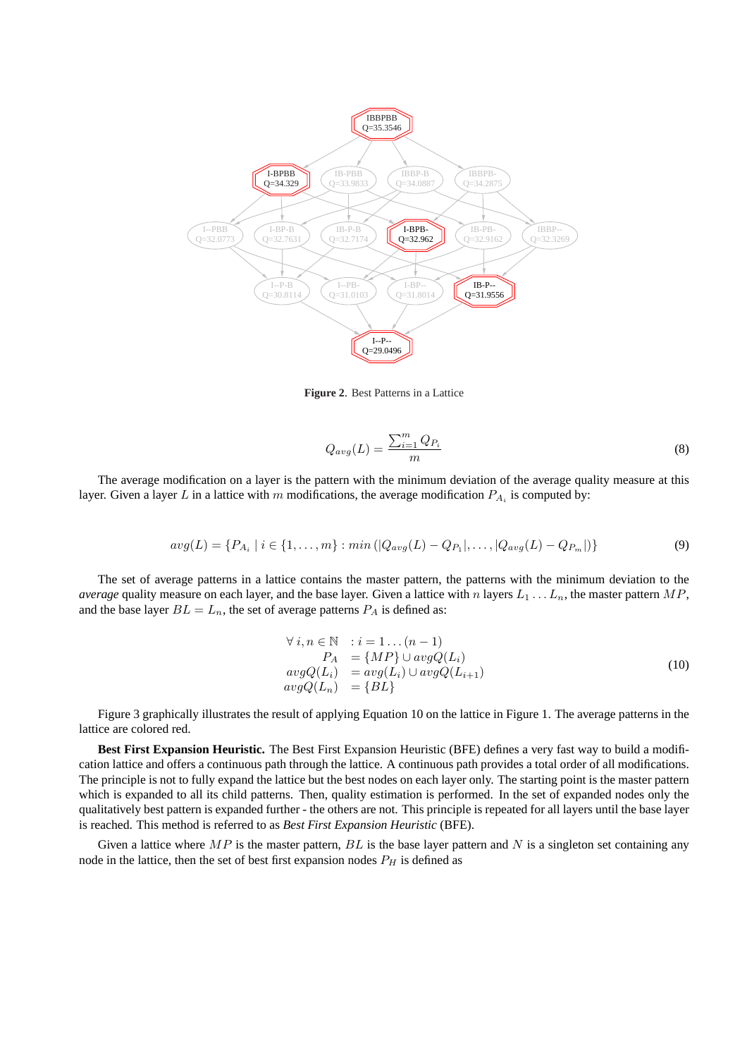**Figure 2.** Best Patterns in a Lattice

$$Q_{avg}(L) = \frac{\sum_{i=1}^{m} Q_{P_i}}{m} \tag{8}$$

The average modification on a layer is the pattern with the minimum deviation of the average quality measure at this layer. Given a layer $L$ in a lattice with $m$ modifications, the average modification $P_{A_i}$ is computed by:

$$avg(L) = \{P_{A_i} \mid i \in \{1, \ldots, m\} : min\left(|Q_{avg}(L) - Q_{P_1}|, \ldots, |Q_{avg}(L) - Q_{P_m}|\right)\} \tag{9}$$

The set of average patterns in a lattice contains the master pattern, the patterns with the minimum deviation to the *average* quality measure on each layer, and the base layer. Given a lattice with $n$ layers $L_1 \ldots L_n$, the master pattern $MP$, and the base layer $BL = L_n$, the set of average patterns $P_A$ is defined as:

$$\begin{aligned} \forall\, i, n \in \mathbb{N} \quad &: i = 1 \ldots (n-1) \\ P_A \quad &= \{MP\} \cup avgQ(L_i) \\ avgQ(L_i) \quad &= avg(L_i) \cup avgQ(L_{i+1}) \\ avgQ(L_n) \quad &= \{BL\} \end{aligned} \tag{10}$$

Figure 3 graphically illustrates the result of applying Equation 10 on the lattice in Figure 1. The average patterns in the lattice are colored red.

**Best First Expansion Heuristic.** The Best First Expansion Heuristic (BFE) defines a very fast way to build a modification lattice and offers a continuous path through the lattice. A continuous path provides a total order of all modifications. The principle is not to fully expand the lattice but the best nodes on each layer only. The starting point is the master pattern which is expanded to all its child patterns. Then, quality estimation is performed. In the set of expanded nodes only the qualitatively best pattern is expanded further - the others are not. This principle is repeated for all layers until the base layer is reached. This method is referred to as *Best First Expansion Heuristic* (BFE).

Given a lattice where $MP$ is the master pattern, $BL$ is the base layer pattern and $N$ is a singleton set containing any node in the lattice, then the set of best first expansion nodes $P_H$ is defined as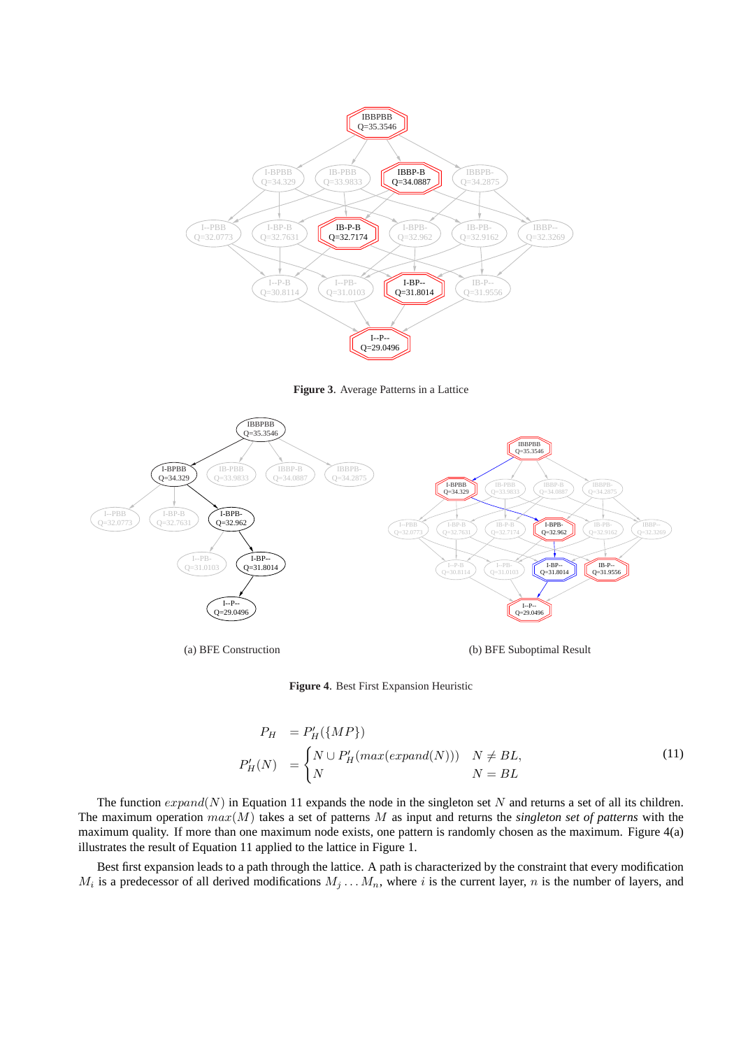Figure 3. Average Patterns in a Lattice

(a) BFE Construction

(b) BFE Suboptimal Result

Figure 4. Best First Expansion Heuristic

$$
\begin{aligned}
P_H &= P'_H(\{MP\}) \\
P'_H(N) &= \begin{cases} N \cup P'_H(max(expand(N))) & N \neq BL, \\ N & N = BL \end{cases}
\end{aligned}
\tag{11}
$$

The function $expand(N)$ in Equation 11 expands the node in the singleton set $N$ and returns a set of all its children. The maximum operation $max(M)$ takes a set of patterns $M$ as input and returns the *singleton set of patterns* with the maximum quality. If more than one maximum node exists, one pattern is randomly chosen as the maximum. Figure 4(a) illustrates the result of Equation 11 applied to the lattice in Figure 1.

Best first expansion leads to a path through the lattice. A path is characterized by the constraint that every modification $M_i$ is a predecessor of all derived modifications $M_j \dots M_n$, where $i$ is the current layer, $n$ is the number of layers, and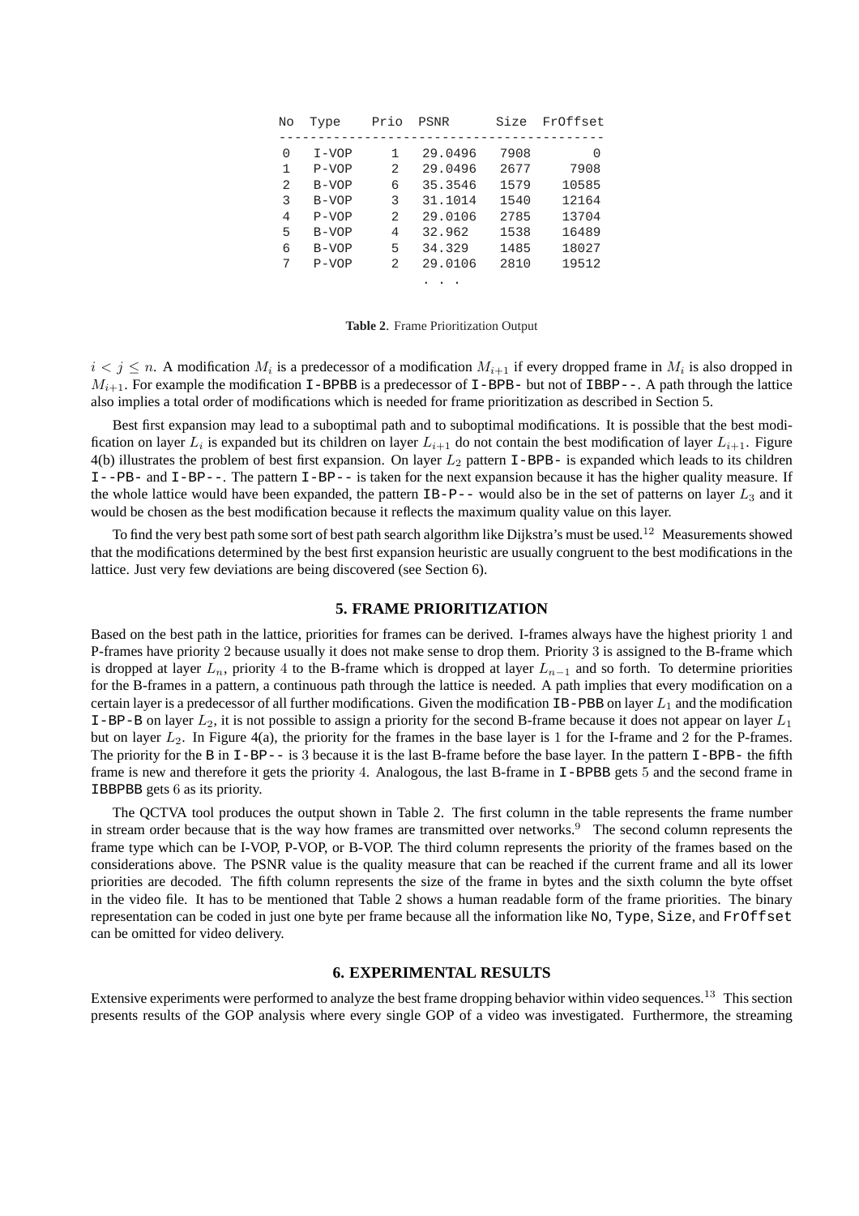| No | Type | Prio | PSNR | Size | FrOffset |
|---|---|---|---|---|---|
| 0 | I-VOP | 1 | 29.0496 | 7908 | 0 |
| 1 | P-VOP | 2 | 29.0496 | 2677 | 7908 |
| 2 | B-VOP | 6 | 35.3546 | 1579 | 10585 |
| 3 | B-VOP | 3 | 31.1014 | 1540 | 12164 |
| 4 | P-VOP | 2 | 29.0106 | 2785 | 13704 |
| 5 | B-VOP | 4 | 32.962 | 1538 | 16489 |
| 6 | B-VOP | 5 | 34.329 | 1485 | 18027 |
| 7 | P-VOP | 2 | 29.0106 | 2810 | 19512 |
| | | | . . . | | |

**Table 2**. Frame Prioritization Output

$i < j \leq n$. A modification $M_i$ is a predecessor of a modification $M_{i+1}$ if every dropped frame in $M_i$ is also dropped in $M_{i+1}$. For example the modification `I-BPBB` is a predecessor of `I-BPB-` but not of `IBBP--`. A path through the lattice also implies a total order of modifications which is needed for frame prioritization as described in Section 5.

Best first expansion may lead to a suboptimal path and to suboptimal modifications. It is possible that the best modification on layer $L_i$ is expanded but its children on layer $L_{i+1}$ do not contain the best modification of layer $L_{i+1}$. Figure 4(b) illustrates the problem of best first expansion. On layer $L_2$ pattern `I-BPB-` is expanded which leads to its children `I--PB-` and `I-BP--`. The pattern `I-BP--` is taken for the next expansion because it has the higher quality measure. If the whole lattice would have been expanded, the pattern `IB-P--` would also be in the set of patterns on layer $L_3$ and it would be chosen as the best modification because it reflects the maximum quality value on this layer.

To find the very best path some sort of best path search algorithm like Dijkstra's must be used.[12] Measurements showed that the modifications determined by the best first expansion heuristic are usually congruent to the best modifications in the lattice. Just very few deviations are being discovered (see Section 6).

## 5. FRAME PRIORITIZATION

Based on the best path in the lattice, priorities for frames can be derived. I-frames always have the highest priority 1 and P-frames have priority 2 because usually it does not make sense to drop them. Priority 3 is assigned to the B-frame which is dropped at layer $L_n$, priority 4 to the B-frame which is dropped at layer $L_{n-1}$ and so forth. To determine priorities for the B-frames in a pattern, a continuous path through the lattice is needed. A path implies that every modification on a certain layer is a predecessor of all further modifications. Given the modification `IB-PBB` on layer $L_1$ and the modification `I-BP-B` on layer $L_2$, it is not possible to assign a priority for the second B-frame because it does not appear on layer $L_1$ but on layer $L_2$. In Figure 4(a), the priority for the frames in the base layer is 1 for the I-frame and 2 for the P-frames. The priority for the `B` in `I-BP--` is 3 because it is the last B-frame before the base layer. In the pattern `I-BPB-` the fifth frame is new and therefore it gets the priority 4. Analogous, the last B-frame in `I-BPBB` gets 5 and the second frame in `IBBPBB` gets 6 as its priority.

The QCTVA tool produces the output shown in Table 2. The first column in the table represents the frame number in stream order because that is the way how frames are transmitted over networks.[9] The second column represents the frame type which can be I-VOP, P-VOP, or B-VOP. The third column represents the priority of the frames based on the considerations above. The PSNR value is the quality measure that can be reached if the current frame and all its lower priorities are decoded. The fifth column represents the size of the frame in bytes and the sixth column the byte offset in the video file. It has to be mentioned that Table 2 shows a human readable form of the frame priorities. The binary representation can be coded in just one byte per frame because all the information like `No`, `Type`, `Size`, and `FrOffset` can be omitted for video delivery.

## 6. EXPERIMENTAL RESULTS

Extensive experiments were performed to analyze the best frame dropping behavior within video sequences.[13] This section presents results of the GOP analysis where every single GOP of a video was investigated. Furthermore, the streaming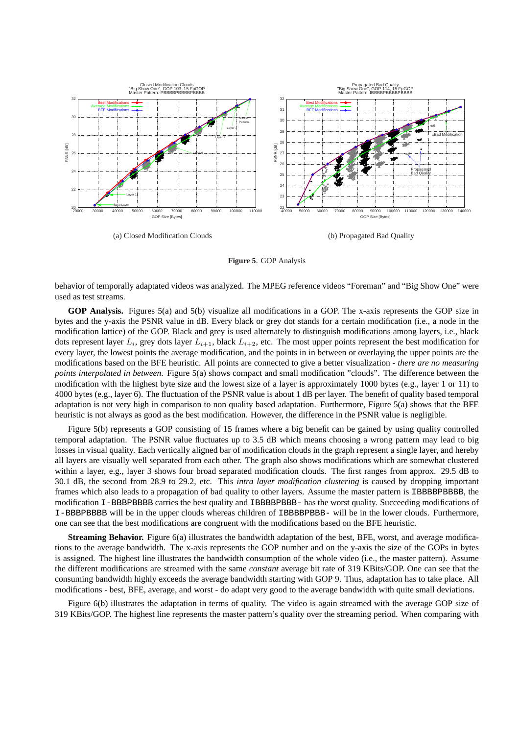(a) Closed Modification Clouds

(b) Propagated Bad Quality

**Figure 5**. GOP Analysis

behavior of temporally adaptated videos was analyzed. The MPEG reference videos "Foreman" and "Big Show One" were used as test streams.

**GOP Analysis.** Figures 5(a) and 5(b) visualize all modifications in a GOP. The x-axis represents the GOP size in bytes and the y-axis the PSNR value in dB. Every black or grey dot stands for a certain modification (i.e., a node in the modification lattice) of the GOP. Black and grey is used alternately to distinguish modifications among layers, i.e., black dots represent layer $L_i$, grey dots layer $L_{i+1}$, black $L_{i+2}$, etc. The most upper points represent the best modification for every layer, the lowest points the average modification, and the points in in between or overlaying the upper points are the modifications based on the BFE heuristic. All points are connected to give a better visualization - *there are no measuring points interpolated in between*. Figure 5(a) shows compact and small modification "clouds". The difference between the modification with the highest byte size and the lowest size of a layer is approximately 1000 bytes (e.g., layer 1 or 11) to 4000 bytes (e.g., layer 6). The fluctuation of the PSNR value is about 1 dB per layer. The benefit of quality based temporal adaptation is not very high in comparison to non quality based adaptation. Furthermore, Figure 5(a) shows that the BFE heuristic is not always as good as the best modification. However, the difference in the PSNR value is negligible.

Figure 5(b) represents a GOP consisting of 15 frames where a big benefit can be gained by using quality controlled temporal adaptation. The PSNR value fluctuates up to 3.5 dB which means choosing a wrong pattern may lead to big losses in visual quality. Each vertically aligned bar of modification clouds in the graph represent a single layer, and hereby all layers are visually well separated from each other. The graph also shows modifications which are somewhat clustered within a layer, e.g., layer 3 shows four broad separated modification clouds. The first ranges from approx. 29.5 dB to 30.1 dB, the second from 28.9 to 29.2, etc. This *intra layer modification clustering* is caused by dropping important frames which also leads to a propagation of bad quality to other layers. Assume the master pattern is `IBBBBPBBBBB`, the modification `I-BBBPBBBB` carries the best quality and `IBBBBPBBB-` has the worst quality. Succeeding modifications of `I-BBBPBBBB` will be in the upper clouds whereas children of `IBBBBPBBB-` will be in the lower clouds. Furthermore, one can see that the best modifications are congruent with the modifications based on the BFE heuristic.

**Streaming Behavior.** Figure 6(a) illustrates the bandwidth adaptation of the best, BFE, worst, and average modifications to the average bandwidth. The x-axis represents the GOP number and on the y-axis the size of the GOPs in bytes is assigned. The highest line illustrates the bandwidth consumption of the whole video (i.e., the master pattern). Assume the different modifications are streamed with the same *constant* average bit rate of 319 KBits/GOP. One can see that the consuming bandwidth highly exceeds the average bandwidth starting with GOP 9. Thus, adaptation has to take place. All modifications - best, BFE, average, and worst - do adapt very good to the average bandwidth with quite small deviations.

Figure 6(b) illustrates the adaptation in terms of quality. The video is again streamed with the average GOP size of 319 KBits/GOP. The highest line represents the master pattern's quality over the streaming period. When comparing with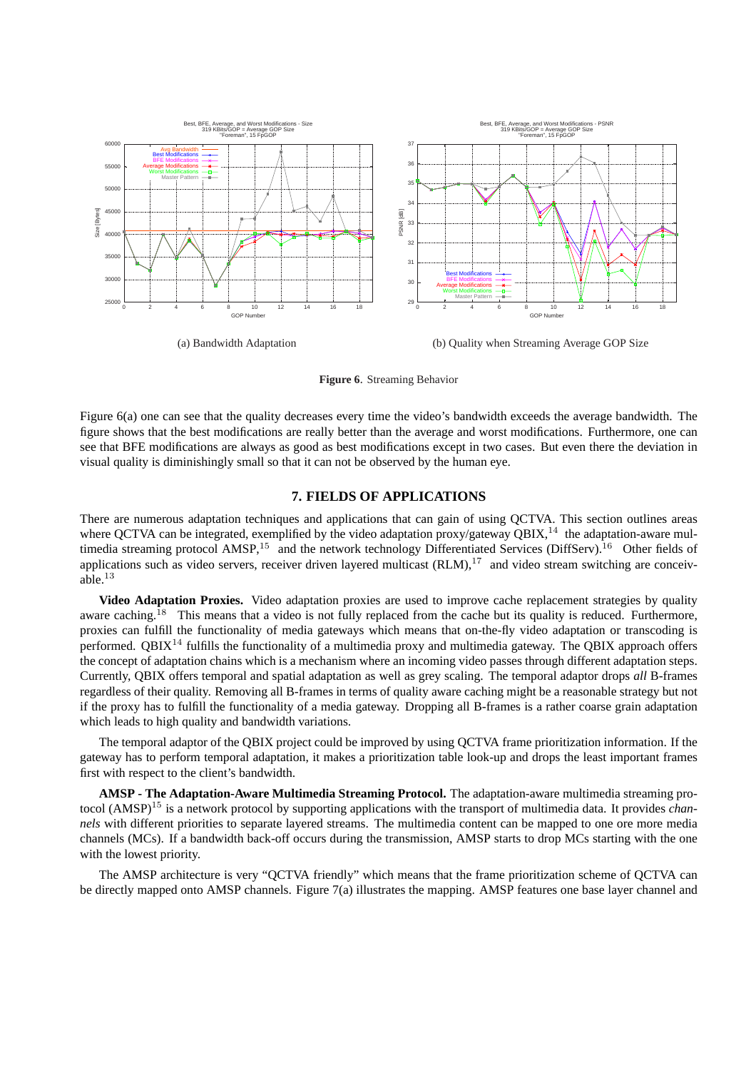(a) Bandwidth Adaptation

(b) Quality when Streaming Average GOP Size

**Figure 6**. Streaming Behavior

Figure 6(a) one can see that the quality decreases every time the video's bandwidth exceeds the average bandwidth. The figure shows that the best modifications are really better than the average and worst modifications. Furthermore, one can see that BFE modifications are always as good as best modifications except in two cases. But even there the deviation in visual quality is diminishingly small so that it can not be observed by the human eye.

## 7. FIELDS OF APPLICATIONS

There are numerous adaptation techniques and applications that can gain of using QCTVA. This section outlines areas where QCTVA can be integrated, exemplified by the video adaptation proxy/gateway QBIX,[14] the adaptation-aware multimedia streaming protocol AMSP,[15] and the network technology Differentiated Services (DiffServ).[16] Other fields of applications such as video servers, receiver driven layered multicast (RLM),[17] and video stream switching are conceivable.[13]

**Video Adaptation Proxies.** Video adaptation proxies are used to improve cache replacement strategies by quality aware caching.[18] This means that a video is not fully replaced from the cache but its quality is reduced. Furthermore, proxies can fulfill the functionality of media gateways which means that on-the-fly video adaptation or transcoding is performed. QBIX[14] fulfills the functionality of a multimedia proxy and multimedia gateway. The QBIX approach offers the concept of adaptation chains which is a mechanism where an incoming video passes through different adaptation steps. Currently, QBIX offers temporal and spatial adaptation as well as grey scaling. The temporal adaptor drops *all* B-frames regardless of their quality. Removing all B-frames in terms of quality aware caching might be a reasonable strategy but not if the proxy has to fulfill the functionality of a media gateway. Dropping all B-frames is a rather coarse grain adaptation which leads to high quality and bandwidth variations.

The temporal adaptor of the QBIX project could be improved by using QCTVA frame prioritization information. If the gateway has to perform temporal adaptation, it makes a prioritization table look-up and drops the least important frames first with respect to the client's bandwidth.

**AMSP - The Adaptation-Aware Multimedia Streaming Protocol.** The adaptation-aware multimedia streaming protocol (AMSP)[15] is a network protocol by supporting applications with the transport of multimedia data. It provides *channels* with different priorities to separate layered streams. The multimedia content can be mapped to one ore more media channels (MCs). If a bandwidth back-off occurs during the transmission, AMSP starts to drop MCs starting with the one with the lowest priority.

The AMSP architecture is very "QCTVA friendly" which means that the frame prioritization scheme of QCTVA can be directly mapped onto AMSP channels. Figure 7(a) illustrates the mapping. AMSP features one base layer channel and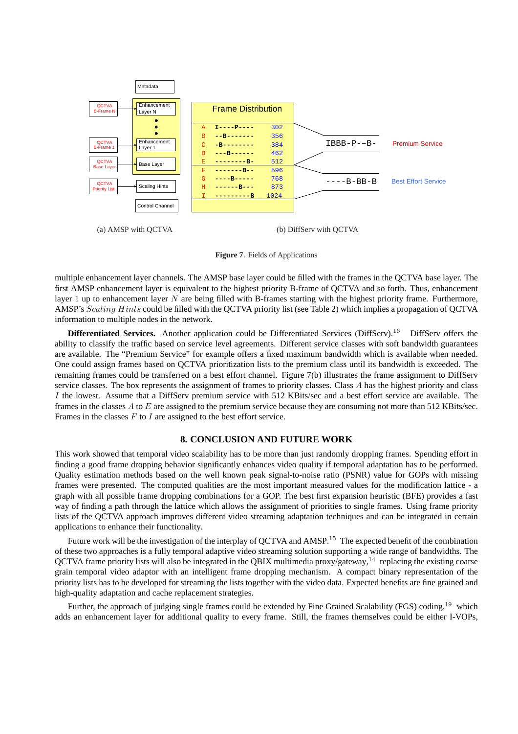(a) AMSP with QCTVA

(b) DiffServ with QCTVA

**Figure 7**. Fields of Applications

multiple enhancement layer channels. The AMSP base layer could be filled with the frames in the QCTVA base layer. The first AMSP enhancement layer is equivalent to the highest priority B-frame of QCTVA and so forth. Thus, enhancement layer 1 up to enhancement layer $N$ are being filled with B-frames starting with the highest priority frame. Furthermore, AMSP's $Scaling\ Hints$ could be filled with the QCTVA priority list (see Table 2) which implies a propagation of QCTVA information to multiple nodes in the network.

**Differentiated Services.** Another application could be Differentiated Services (DiffServ).[16] DiffServ offers the ability to classify the traffic based on service level agreements. Different service classes with soft bandwidth guarantees are available. The "Premium Service" for example offers a fixed maximum bandwidth which is available when needed. One could assign frames based on QCTVA prioritization lists to the premium class until its bandwidth is exceeded. The remaining frames could be transferred on a best effort channel. Figure 7(b) illustrates the frame assignment to DiffServ service classes. The box represents the assignment of frames to priority classes. Class $A$ has the highest priority and class $I$ the lowest. Assume that a DiffServ premium service with 512 KBits/sec and a best effort service are available. The frames in the classes $A$ to $E$ are assigned to the premium service because they are consuming not more than 512 KBits/sec. Frames in the classes $F$ to $I$ are assigned to the best effort service.

## 8. CONCLUSION AND FUTURE WORK

This work showed that temporal video scalability has to be more than just randomly dropping frames. Spending effort in finding a good frame dropping behavior significantly enhances video quality if temporal adaptation has to be performed. Quality estimation methods based on the well known peak signal-to-noise ratio (PSNR) value for GOPs with missing frames were presented. The computed qualities are the most important measured values for the modification lattice - a graph with all possible frame dropping combinations for a GOP. The best first expansion heuristic (BFE) provides a fast way of finding a path through the lattice which allows the assignment of priorities to single frames. Using frame priority lists of the QCTVA approach improves different video streaming adaptation techniques and can be integrated in certain applications to enhance their functionality.

Future work will be the investigation of the interplay of QCTVA and AMSP.[15] The expected benefit of the combination of these two approaches is a fully temporal adaptive video streaming solution supporting a wide range of bandwidths. The QCTVA frame priority lists will also be integrated in the QBIX multimedia proxy/gateway,[14] replacing the existing coarse grain temporal video adaptor with an intelligent frame dropping mechanism. A compact binary representation of the priority lists has to be developed for streaming the lists together with the video data. Expected benefits are fine grained and high-quality adaptation and cache replacement strategies.

Further, the approach of judging single frames could be extended by Fine Grained Scalability (FGS) coding,[19] which adds an enhancement layer for additional quality to every frame. Still, the frames themselves could be either I-VOPs,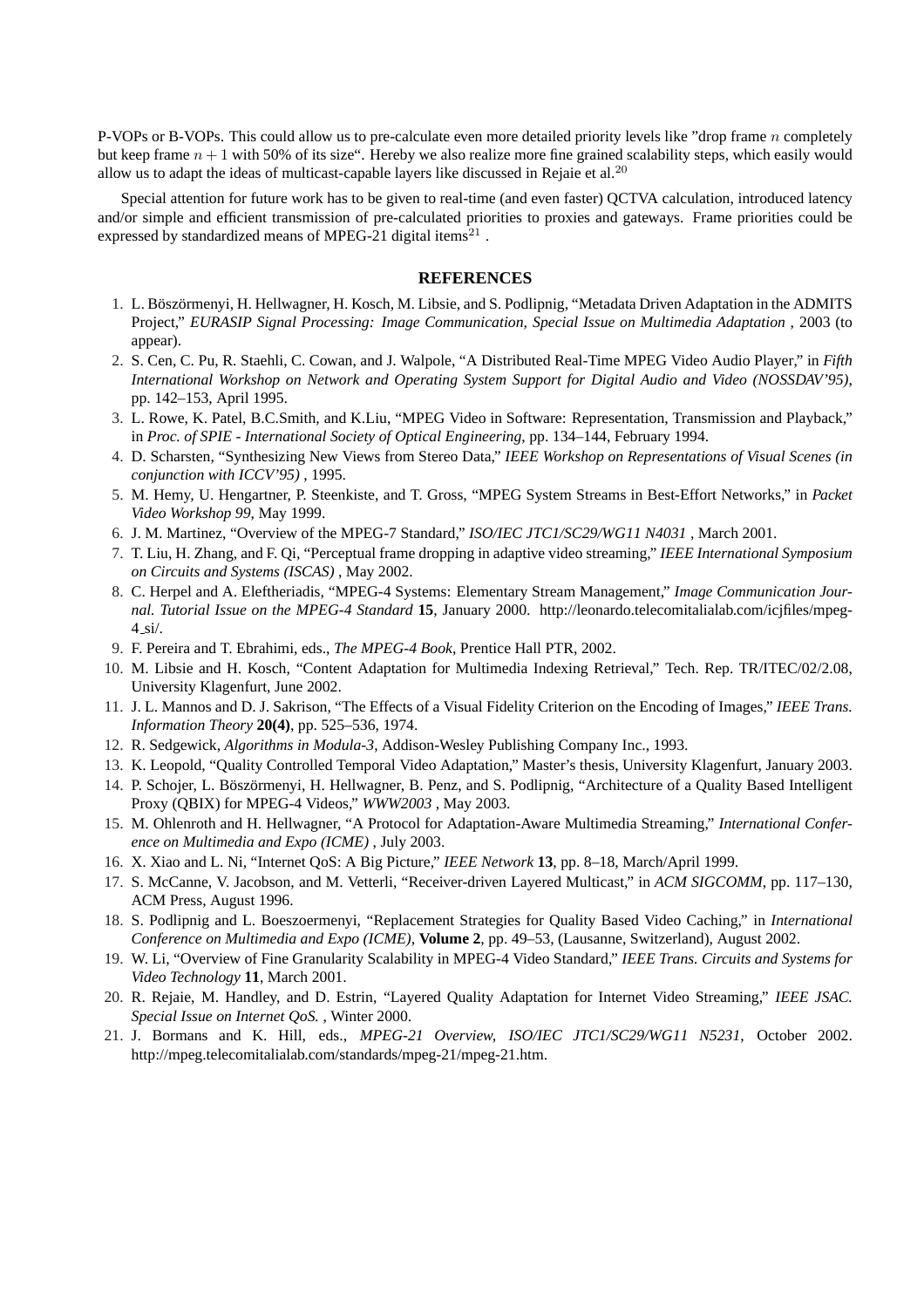P-VOPs or B-VOPs. This could allow us to pre-calculate even more detailed priority levels like "drop frame $n$ completely but keep frame $n+1$ with 50% of its size". Hereby we also realize more fine grained scalability steps, which easily would allow us to adapt the ideas of multicast-capable layers like discussed in Rejaie et al.[20]

Special attention for future work has to be given to real-time (and even faster) QCTVA calculation, introduced latency and/or simple and efficient transmission of pre-calculated priorities to proxies and gateways. Frame priorities could be expressed by standardized means of MPEG-21 digital items[21] .

## REFERENCES

1. L. Böszörmenyi, H. Hellwagner, H. Kosch, M. Libsie, and S. Podlipnig, "Metadata Driven Adaptation in the ADMITS Project," *EURASIP Signal Processing: Image Communication, Special Issue on Multimedia Adaptation* , 2003 (to appear).
2. S. Cen, C. Pu, R. Staehli, C. Cowan, and J. Walpole, "A Distributed Real-Time MPEG Video Audio Player," in *Fifth International Workshop on Network and Operating System Support for Digital Audio and Video (NOSSDAV'95)*, pp. 142–153, April 1995.
3. L. Rowe, K. Patel, B.C.Smith, and K.Liu, "MPEG Video in Software: Representation, Transmission and Playback," in *Proc. of SPIE - International Society of Optical Engineering*, pp. 134–144, February 1994.
4. D. Scharsten, "Synthesizing New Views from Stereo Data," *IEEE Workshop on Representations of Visual Scenes (in conjunction with ICCV'95)* , 1995.
5. M. Hemy, U. Hengartner, P. Steenkiste, and T. Gross, "MPEG System Streams in Best-Effort Networks," in *Packet Video Workshop 99*, May 1999.
6. J. M. Martinez, "Overview of the MPEG-7 Standard," *ISO/IEC JTC1/SC29/WG11 N4031* , March 2001.
7. T. Liu, H. Zhang, and F. Qi, "Perceptual frame dropping in adaptive video streaming," *IEEE International Symposium on Circuits and Systems (ISCAS)* , May 2002.
8. C. Herpel and A. Eleftheriadis, "MPEG-4 Systems: Elementary Stream Management," *Image Communication Journal. Tutorial Issue on the MPEG-4 Standard* **15**, January 2000. http://leonardo.telecomitalialab.com/icjfiles/mpeg-4_si/.
9. F. Pereira and T. Ebrahimi, eds., *The MPEG-4 Book*, Prentice Hall PTR, 2002.
10. M. Libsie and H. Kosch, "Content Adaptation for Multimedia Indexing Retrieval," Tech. Rep. TR/ITEC/02/2.08, University Klagenfurt, June 2002.
11. J. L. Mannos and D. J. Sakrison, "The Effects of a Visual Fidelity Criterion on the Encoding of Images," *IEEE Trans. Information Theory* **20(4)**, pp. 525–536, 1974.
12. R. Sedgewick, *Algorithms in Modula-3*, Addison-Wesley Publishing Company Inc., 1993.
13. K. Leopold, "Quality Controlled Temporal Video Adaptation," Master's thesis, University Klagenfurt, January 2003.
14. P. Schojer, L. Böszörmenyi, H. Hellwagner, B. Penz, and S. Podlipnig, "Architecture of a Quality Based Intelligent Proxy (QBIX) for MPEG-4 Videos," *WWW2003* , May 2003.
15. M. Ohlenroth and H. Hellwagner, "A Protocol for Adaptation-Aware Multimedia Streaming," *International Conference on Multimedia and Expo (ICME)* , July 2003.
16. X. Xiao and L. Ni, "Internet QoS: A Big Picture," *IEEE Network* **13**, pp. 8–18, March/April 1999.
17. S. McCanne, V. Jacobson, and M. Vetterli, "Receiver-driven Layered Multicast," in *ACM SIGCOMM*, pp. 117–130, ACM Press, August 1996.
18. S. Podlipnig and L. Boeszoermenyi, "Replacement Strategies for Quality Based Video Caching," in *International Conference on Multimedia and Expo (ICME)*, **Volume 2**, pp. 49–53, (Lausanne, Switzerland), August 2002.
19. W. Li, "Overview of Fine Granularity Scalability in MPEG-4 Video Standard," *IEEE Trans. Circuits and Systems for Video Technology* **11**, March 2001.
20. R. Rejaie, M. Handley, and D. Estrin, "Layered Quality Adaptation for Internet Video Streaming," *IEEE JSAC. Special Issue on Internet QoS.* , Winter 2000.
21. J. Bormans and K. Hill, eds., *MPEG-21 Overview, ISO/IEC JTC1/SC29/WG11 N5231*, October 2002. http://mpeg.telecomitalialab.com/standards/mpeg-21/mpeg-21.htm.